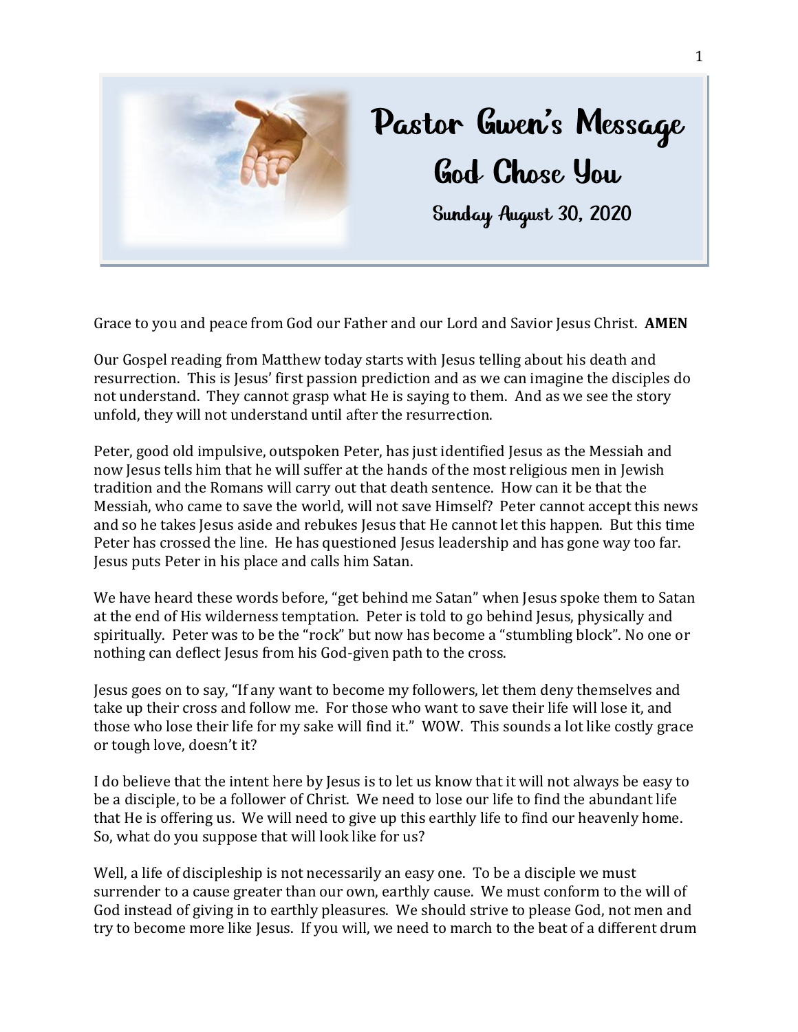# Pastor Gwen's Message

## God Chose You

### Sunday August 30, 2020

Grace to you and peace from God our Father and our Lord and Savior Jesus Christ. **AMEN**

Our Gospel reading from Matthew today starts with Jesus telling about his death and resurrection. This is Jesus' first passion prediction and as we can imagine the disciples do not understand. They cannot grasp what He is saying to them. And as we see the story unfold, they will not understand until after the resurrection.

Peter, good old impulsive, outspoken Peter, has just identified Jesus as the Messiah and now Jesus tells him that he will suffer at the hands of the most religious men in Jewish tradition and the Romans will carry out that death sentence. How can it be that the Messiah, who came to save the world, will not save Himself? Peter cannot accept this news and so he takes Jesus aside and rebukes Jesus that He cannot let this happen. But this time Peter has crossed the line. He has questioned Jesus leadership and has gone way too far. Jesus puts Peter in his place and calls him Satan.

We have heard these words before, "get behind me Satan" when Jesus spoke them to Satan at the end of His wilderness temptation. Peter is told to go behind Jesus, physically and spiritually. Peter was to be the "rock" but now has become a "stumbling block". No one or nothing can deflect Jesus from his God-given path to the cross.

Jesus goes on to say, "If any want to become my followers, let them deny themselves and take up their cross and follow me. For those who want to save their life will lose it, and those who lose their life for my sake will find it." WOW. This sounds a lot like costly grace or tough love, doesn't it?

I do believe that the intent here by Jesus is to let us know that it will not always be easy to be a disciple, to be a follower of Christ. We need to lose our life to find the abundant life that He is offering us. We will need to give up this earthly life to find our heavenly home. So, what do you suppose that will look like for us?

Well, a life of discipleship is not necessarily an easy one. To be a disciple we must surrender to a cause greater than our own, earthly cause. We must conform to the will of God instead of giving in to earthly pleasures. We should strive to please God, not men and try to become more like Jesus. If you will, we need to march to the beat of a different drum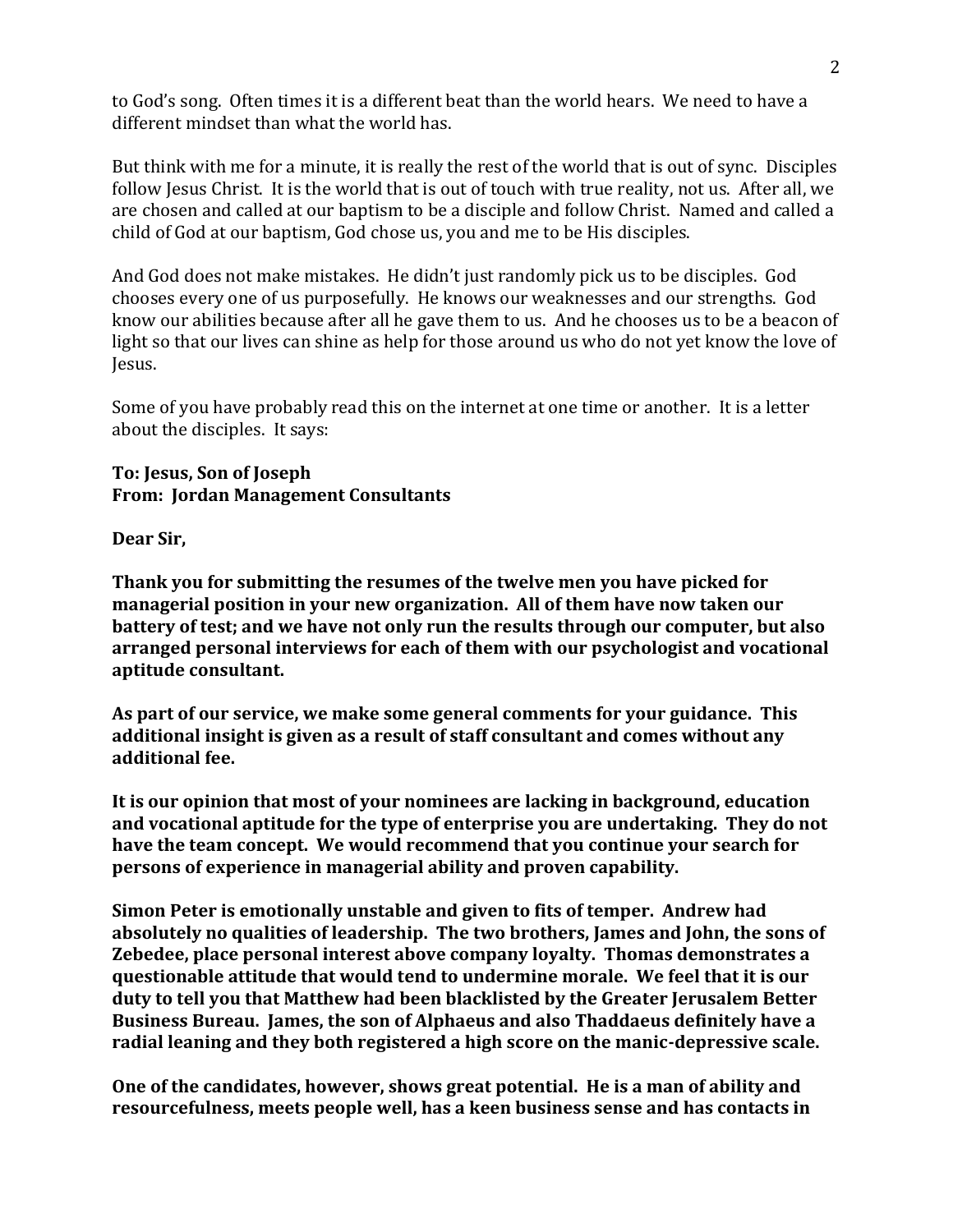to God's song. Often times it is a different beat than the world hears. We need to have a different mindset than what the world has.

But think with me for a minute, it is really the rest of the world that is out of sync. Disciples follow Jesus Christ. It is the world that is out of touch with true reality, not us. After all, we are chosen and called at our baptism to be a disciple and follow Christ. Named and called a child of God at our baptism, God chose us, you and me to be His disciples.

And God does not make mistakes. He didn't just randomly pick us to be disciples. God chooses every one of us purposefully. He knows our weaknesses and our strengths. God know our abilities because after all he gave them to us. And he chooses us to be a beacon of light so that our lives can shine as help for those around us who do not yet know the love of Jesus.

Some of you have probably read this on the internet at one time or another. It is a letter about the disciples. It says:

**To: Jesus, Son of Joseph**
**From: Jordan Management Consultants**

**Dear Sir,**

**Thank you for submitting the resumes of the twelve men you have picked for managerial position in your new organization. All of them have now taken our battery of test; and we have not only run the results through our computer, but also arranged personal interviews for each of them with our psychologist and vocational aptitude consultant.**

**As part of our service, we make some general comments for your guidance. This additional insight is given as a result of staff consultant and comes without any additional fee.**

**It is our opinion that most of your nominees are lacking in background, education and vocational aptitude for the type of enterprise you are undertaking. They do not have the team concept. We would recommend that you continue your search for persons of experience in managerial ability and proven capability.**

**Simon Peter is emotionally unstable and given to fits of temper. Andrew had absolutely no qualities of leadership. The two brothers, James and John, the sons of Zebedee, place personal interest above company loyalty. Thomas demonstrates a questionable attitude that would tend to undermine morale. We feel that it is our duty to tell you that Matthew had been blacklisted by the Greater Jerusalem Better Business Bureau. James, the son of Alphaeus and also Thaddaeus definitely have a radial leaning and they both registered a high score on the manic-depressive scale.**

**One of the candidates, however, shows great potential. He is a man of ability and resourcefulness, meets people well, has a keen business sense and has contacts in**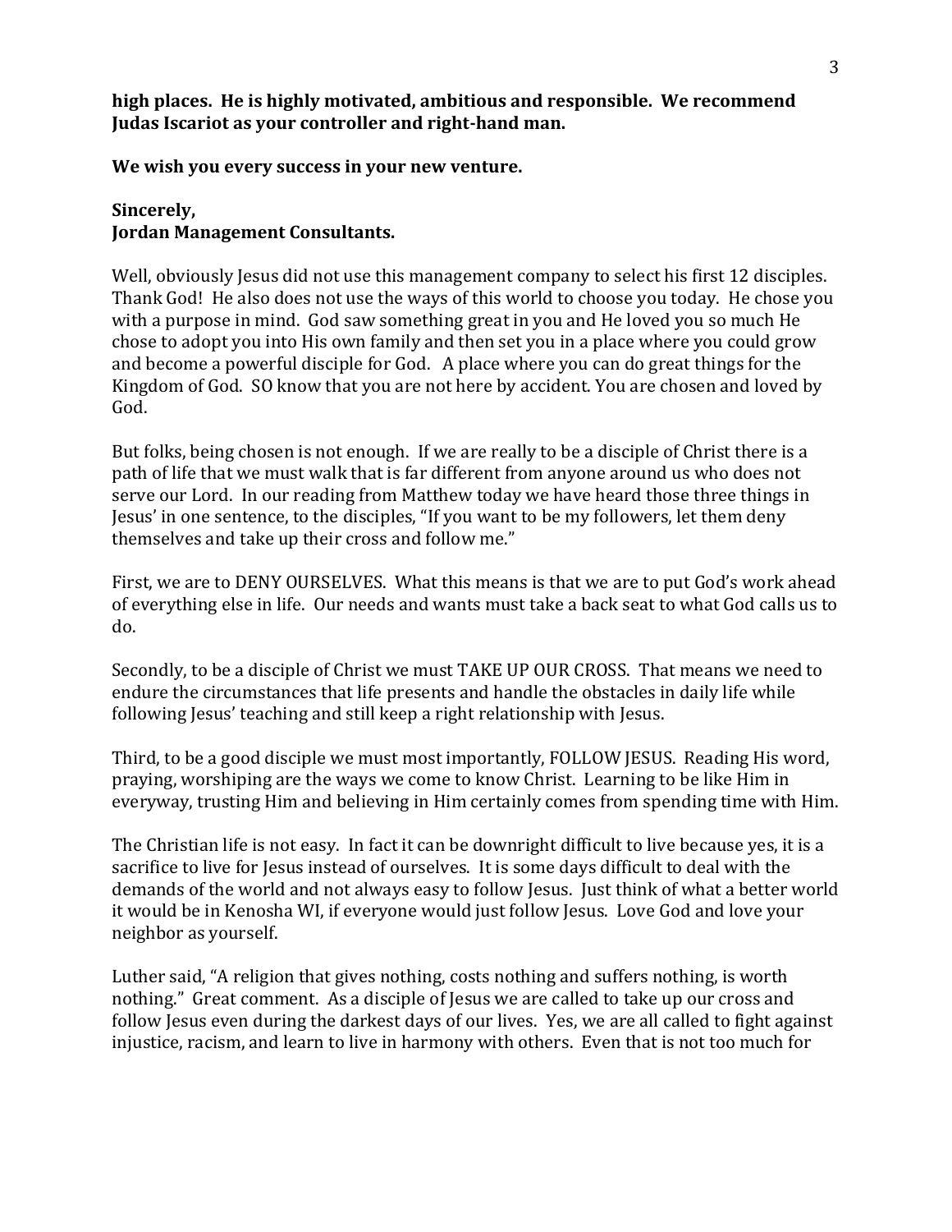**high places. He is highly motivated, ambitious and responsible. We recommend Judas Iscariot as your controller and right-hand man.**

**We wish you every success in your new venture.**

**Sincerely,**
**Jordan Management Consultants.**

Well, obviously Jesus did not use this management company to select his first 12 disciples. Thank God! He also does not use the ways of this world to choose you today. He chose you with a purpose in mind. God saw something great in you and He loved you so much He chose to adopt you into His own family and then set you in a place where you could grow and become a powerful disciple for God. A place where you can do great things for the Kingdom of God. SO know that you are not here by accident. You are chosen and loved by God.

But folks, being chosen is not enough. If we are really to be a disciple of Christ there is a path of life that we must walk that is far different from anyone around us who does not serve our Lord. In our reading from Matthew today we have heard those three things in Jesus' in one sentence, to the disciples, "If you want to be my followers, let them deny themselves and take up their cross and follow me."

First, we are to DENY OURSELVES. What this means is that we are to put God's work ahead of everything else in life. Our needs and wants must take a back seat to what God calls us to do.

Secondly, to be a disciple of Christ we must TAKE UP OUR CROSS. That means we need to endure the circumstances that life presents and handle the obstacles in daily life while following Jesus' teaching and still keep a right relationship with Jesus.

Third, to be a good disciple we must most importantly, FOLLOW JESUS. Reading His word, praying, worshiping are the ways we come to know Christ. Learning to be like Him in everyway, trusting Him and believing in Him certainly comes from spending time with Him.

The Christian life is not easy. In fact it can be downright difficult to live because yes, it is a sacrifice to live for Jesus instead of ourselves. It is some days difficult to deal with the demands of the world and not always easy to follow Jesus. Just think of what a better world it would be in Kenosha WI, if everyone would just follow Jesus. Love God and love your neighbor as yourself.

Luther said, "A religion that gives nothing, costs nothing and suffers nothing, is worth nothing." Great comment. As a disciple of Jesus we are called to take up our cross and follow Jesus even during the darkest days of our lives. Yes, we are all called to fight against injustice, racism, and learn to live in harmony with others. Even that is not too much for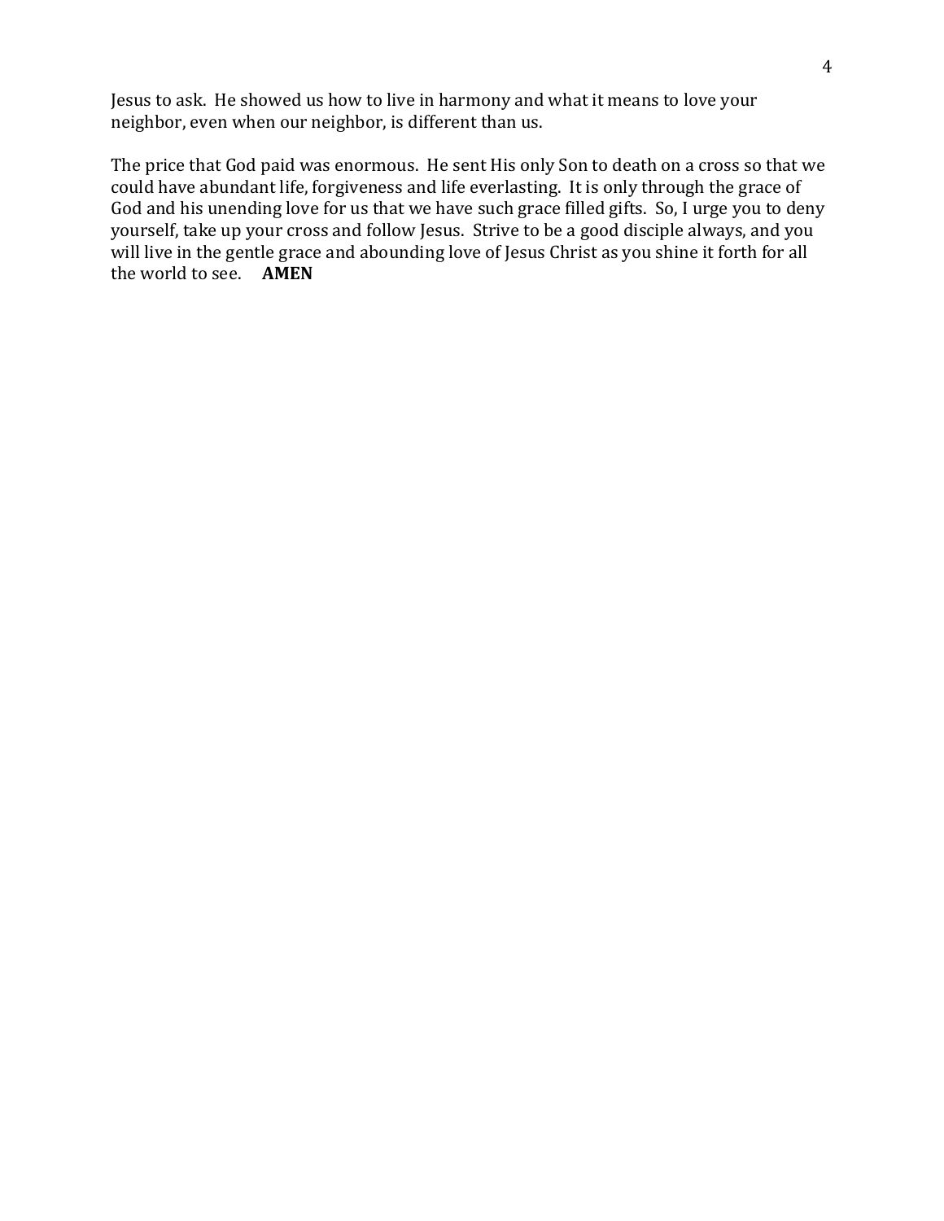Jesus to ask. He showed us how to live in harmony and what it means to love your neighbor, even when our neighbor, is different than us.

The price that God paid was enormous. He sent His only Son to death on a cross so that we could have abundant life, forgiveness and life everlasting. It is only through the grace of God and his unending love for us that we have such grace filled gifts. So, I urge you to deny yourself, take up your cross and follow Jesus. Strive to be a good disciple always, and you will live in the gentle grace and abounding love of Jesus Christ as you shine it forth for all the world to see. **AMEN**